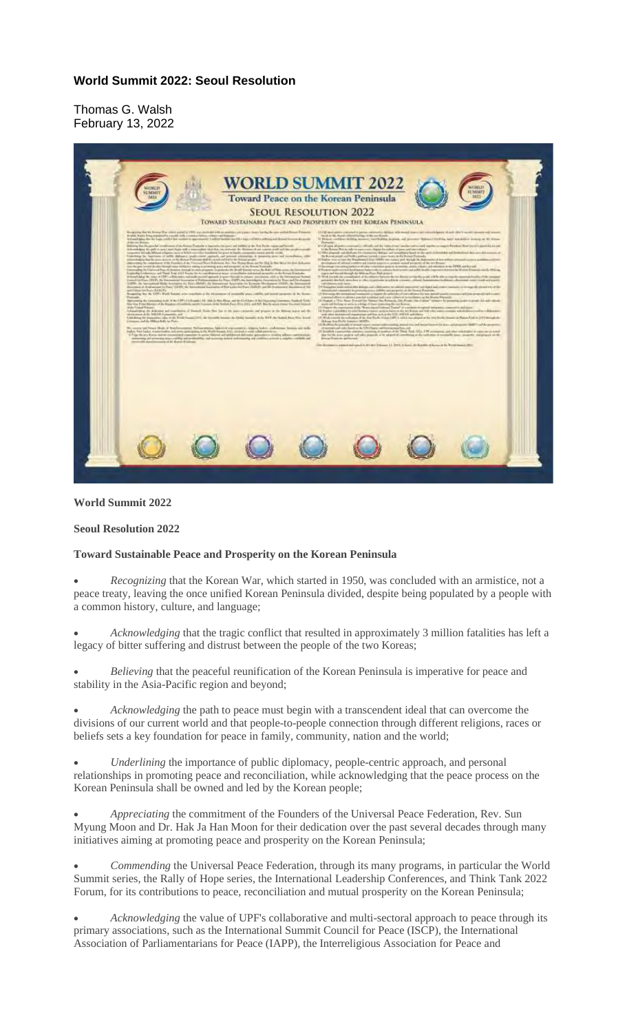# World Summit 2022: Seoul Resolution

Thomas G. Walsh
February 13, 2022

**World Summit 2022**

**Seoul Resolution 2022**

**Toward Sustainable Peace and Prosperity on the Korean Peninsula**

- *Recognizing* that the Korean War, which started in 1950, was concluded with an armistice, not a peace treaty, leaving the once unified Korean Peninsula divided, despite being populated by a people with a common history, culture, and language;

- *Acknowledging* that the tragic conflict that resulted in approximately 3 million fatalities has left a legacy of bitter suffering and distrust between the people of the two Koreas;

- *Believing* that the peaceful reunification of the Korean Peninsula is imperative for peace and stability in the Asia-Pacific region and beyond;

- *Acknowledging* the path to peace must begin with a transcendent ideal that can overcome the divisions of our current world and that people-to-people connection through different religions, races or beliefs sets a key foundation for peace in family, community, nation and the world;

- *Underlining* the importance of public diplomacy, people-centric approach, and personal relationships in promoting peace and reconciliation, while acknowledging that the peace process on the Korean Peninsula shall be owned and led by the Korean people;

- *Appreciating* the commitment of the Founders of the Universal Peace Federation, Rev. Sun Myung Moon and Dr. Hak Ja Han Moon for their dedication over the past several decades through many initiatives aiming at promoting peace and prosperity on the Korean Peninsula;

- *Commending* the Universal Peace Federation, through its many programs, in particular the World Summit series, the Rally of Hope series, the International Leadership Conferences, and Think Tank 2022 Forum, for its contributions to peace, reconciliation and mutual prosperity on the Korean Peninsula;

- *Acknowledging* the value of UPF's collaborative and multi-sectoral approach to peace through its primary associations, such as the International Summit Council for Peace (ISCP), the International Association of Parliamentarians for Peace (IAPP), the Interreligious Association for Peace and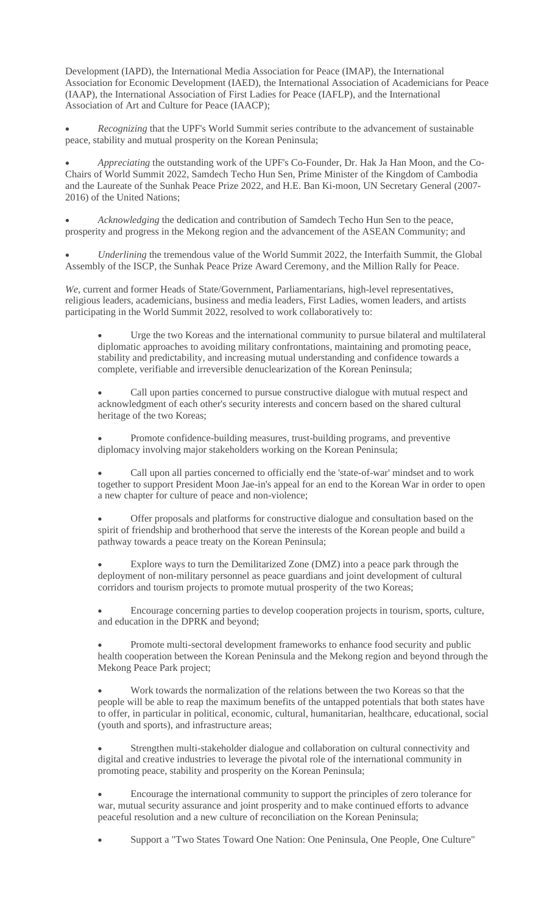Development (IAPD), the International Media Association for Peace (IMAP), the International Association for Economic Development (IAED), the International Association of Academicians for Peace (IAAP), the International Association of First Ladies for Peace (IAFLP), and the International Association of Art and Culture for Peace (IAACP);

- *Recognizing* that the UPF's World Summit series contribute to the advancement of sustainable peace, stability and mutual prosperity on the Korean Peninsula;
- *Appreciating* the outstanding work of the UPF's Co-Founder, Dr. Hak Ja Han Moon, and the Co-Chairs of World Summit 2022, Samdech Techo Hun Sen, Prime Minister of the Kingdom of Cambodia and the Laureate of the Sunhak Peace Prize 2022, and H.E. Ban Ki-moon, UN Secretary General (2007-2016) of the United Nations;
- *Acknowledging* the dedication and contribution of Samdech Techo Hun Sen to the peace, prosperity and progress in the Mekong region and the advancement of the ASEAN Community; and
- *Underlining* the tremendous value of the World Summit 2022, the Interfaith Summit, the Global Assembly of the ISCP, the Sunhak Peace Prize Award Ceremony, and the Million Rally for Peace.

*We*, current and former Heads of State/Government, Parliamentarians, high-level representatives, religious leaders, academicians, business and media leaders, First Ladies, women leaders, and artists participating in the World Summit 2022, resolved to work collaboratively to:

- Urge the two Koreas and the international community to pursue bilateral and multilateral diplomatic approaches to avoiding military confrontations, maintaining and promoting peace, stability and predictability, and increasing mutual understanding and confidence towards a complete, verifiable and irreversible denuclearization of the Korean Peninsula;
- Call upon parties concerned to pursue constructive dialogue with mutual respect and acknowledgment of each other's security interests and concern based on the shared cultural heritage of the two Koreas;
- Promote confidence-building measures, trust-building programs, and preventive diplomacy involving major stakeholders working on the Korean Peninsula;
- Call upon all parties concerned to officially end the 'state-of-war' mindset and to work together to support President Moon Jae-in's appeal for an end to the Korean War in order to open a new chapter for culture of peace and non-violence;
- Offer proposals and platforms for constructive dialogue and consultation based on the spirit of friendship and brotherhood that serve the interests of the Korean people and build a pathway towards a peace treaty on the Korean Peninsula;
- Explore ways to turn the Demilitarized Zone (DMZ) into a peace park through the deployment of non-military personnel as peace guardians and joint development of cultural corridors and tourism projects to promote mutual prosperity of the two Koreas;
- Encourage concerning parties to develop cooperation projects in tourism, sports, culture, and education in the DPRK and beyond;
- Promote multi-sectoral development frameworks to enhance food security and public health cooperation between the Korean Peninsula and the Mekong region and beyond through the Mekong Peace Park project;
- Work towards the normalization of the relations between the two Koreas so that the people will be able to reap the maximum benefits of the untapped potentials that both states have to offer, in particular in political, economic, cultural, humanitarian, healthcare, educational, social (youth and sports), and infrastructure areas;
- Strengthen multi-stakeholder dialogue and collaboration on cultural connectivity and digital and creative industries to leverage the pivotal role of the international community in promoting peace, stability and prosperity on the Korean Peninsula;
- Encourage the international community to support the principles of zero tolerance for war, mutual security assurance and joint prosperity and to make continued efforts to advance peaceful resolution and a new culture of reconciliation on the Korean Peninsula;
- Support a "Two States Toward One Nation: One Peninsula, One People, One Culture"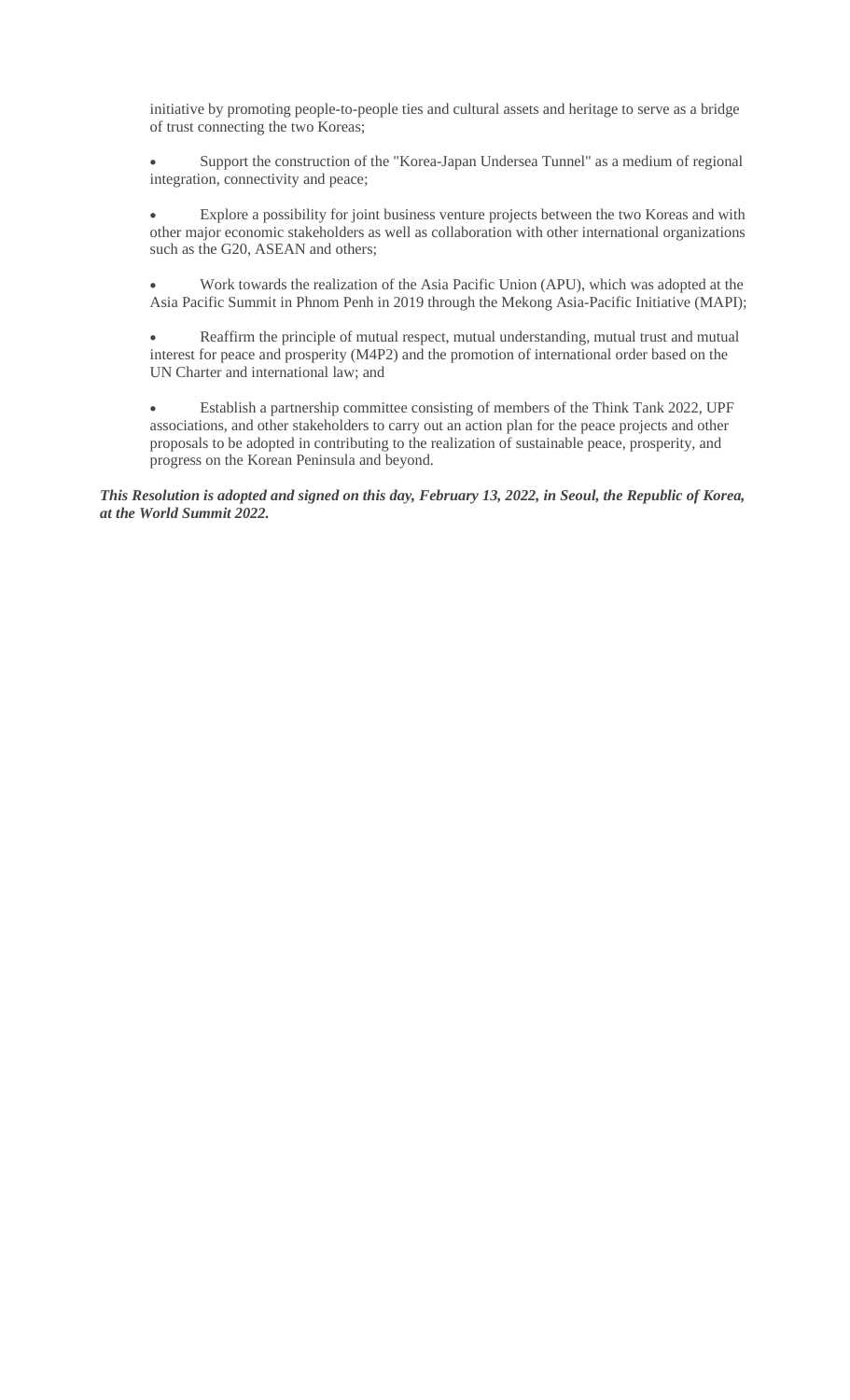initiative by promoting people-to-people ties and cultural assets and heritage to serve as a bridge of trust connecting the two Koreas;

- Support the construction of the "Korea-Japan Undersea Tunnel" as a medium of regional integration, connectivity and peace;
- Explore a possibility for joint business venture projects between the two Koreas and with other major economic stakeholders as well as collaboration with other international organizations such as the G20, ASEAN and others;
- Work towards the realization of the Asia Pacific Union (APU), which was adopted at the Asia Pacific Summit in Phnom Penh in 2019 through the Mekong Asia-Pacific Initiative (MAPI);
- Reaffirm the principle of mutual respect, mutual understanding, mutual trust and mutual interest for peace and prosperity (M4P2) and the promotion of international order based on the UN Charter and international law; and
- Establish a partnership committee consisting of members of the Think Tank 2022, UPF associations, and other stakeholders to carry out an action plan for the peace projects and other proposals to be adopted in contributing to the realization of sustainable peace, prosperity, and progress on the Korean Peninsula and beyond.

***This Resolution is adopted and signed on this day, February 13, 2022, in Seoul, the Republic of Korea, at the World Summit 2022.***